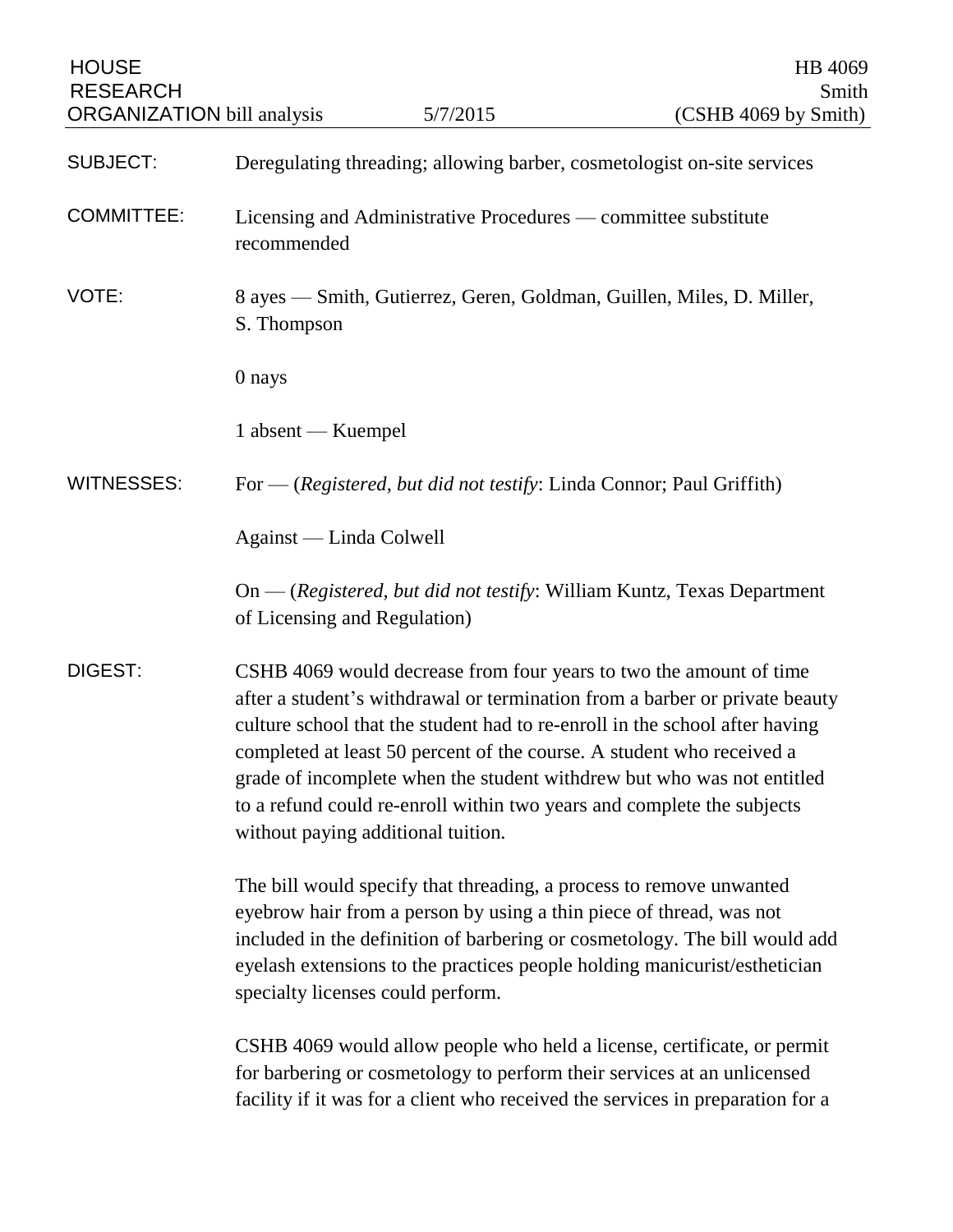HOUSE RESEARCH ORGANIZATION bill analysis — 5/7/2015 — HB 4069 Smith (CSHB 4069 by Smith)

**SUBJECT:** Deregulating threading; allowing barber, cosmetologist on-site services

**COMMITTEE:** Licensing and Administrative Procedures — committee substitute recommended

**VOTE:** 8 ayes — Smith, Gutierrez, Geren, Goldman, Guillen, Miles, D. Miller, S. Thompson

0 nays

1 absent — Kuempel

**WITNESSES:** For — (*Registered, but did not testify*: Linda Connor; Paul Griffith)

Against — Linda Colwell

On — (*Registered, but did not testify*: William Kuntz, Texas Department of Licensing and Regulation)

**DIGEST:** CSHB 4069 would decrease from four years to two the amount of time after a student's withdrawal or termination from a barber or private beauty culture school that the student had to re-enroll in the school after having completed at least 50 percent of the course. A student who received a grade of incomplete when the student withdrew but who was not entitled to a refund could re-enroll within two years and complete the subjects without paying additional tuition.

The bill would specify that threading, a process to remove unwanted eyebrow hair from a person by using a thin piece of thread, was not included in the definition of barbering or cosmetology. The bill would add eyelash extensions to the practices people holding manicurist/esthetician specialty licenses could perform.

CSHB 4069 would allow people who held a license, certificate, or permit for barbering or cosmetology to perform their services at an unlicensed facility if it was for a client who received the services in preparation for a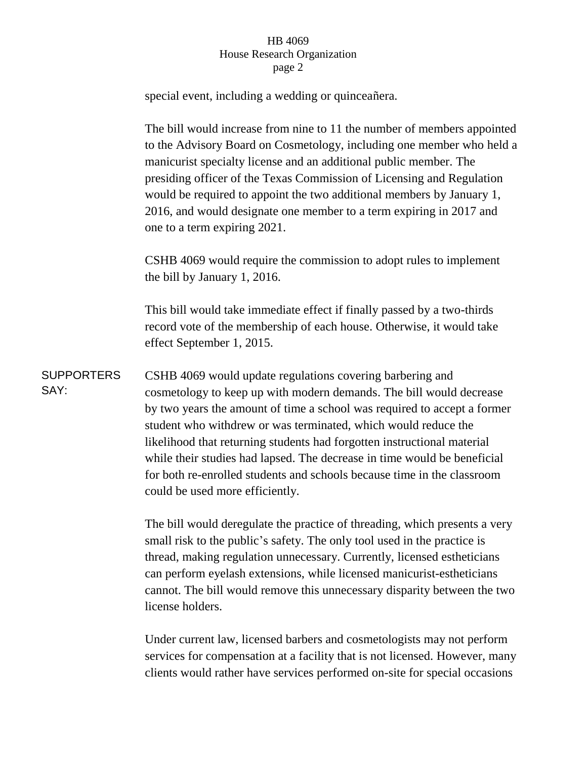special event, including a wedding or quinceañera.

The bill would increase from nine to 11 the number of members appointed to the Advisory Board on Cosmetology, including one member who held a manicurist specialty license and an additional public member. The presiding officer of the Texas Commission of Licensing and Regulation would be required to appoint the two additional members by January 1, 2016, and would designate one member to a term expiring in 2017 and one to a term expiring 2021.

CSHB 4069 would require the commission to adopt rules to implement the bill by January 1, 2016.

This bill would take immediate effect if finally passed by a two-thirds record vote of the membership of each house. Otherwise, it would take effect September 1, 2015.

**SUPPORTERS SAY:**

CSHB 4069 would update regulations covering barbering and cosmetology to keep up with modern demands. The bill would decrease by two years the amount of time a school was required to accept a former student who withdrew or was terminated, which would reduce the likelihood that returning students had forgotten instructional material while their studies had lapsed. The decrease in time would be beneficial for both re-enrolled students and schools because time in the classroom could be used more efficiently.

The bill would deregulate the practice of threading, which presents a very small risk to the public's safety. The only tool used in the practice is thread, making regulation unnecessary. Currently, licensed estheticians can perform eyelash extensions, while licensed manicurist-estheticians cannot. The bill would remove this unnecessary disparity between the two license holders.

Under current law, licensed barbers and cosmetologists may not perform services for compensation at a facility that is not licensed. However, many clients would rather have services performed on-site for special occasions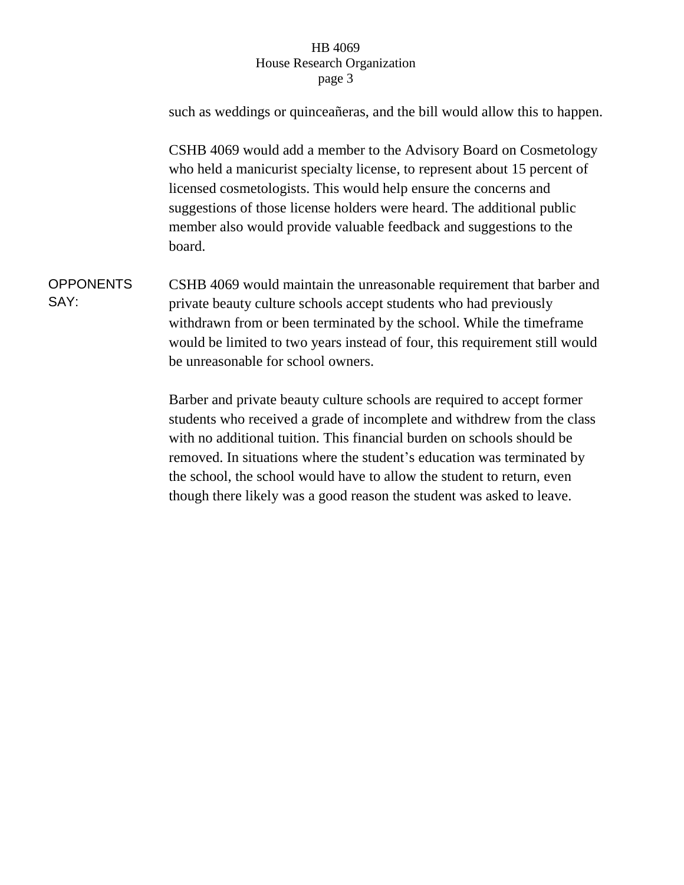such as weddings or quinceañeras, and the bill would allow this to happen.

CSHB 4069 would add a member to the Advisory Board on Cosmetology who held a manicurist specialty license, to represent about 15 percent of licensed cosmetologists. This would help ensure the concerns and suggestions of those license holders were heard. The additional public member also would provide valuable feedback and suggestions to the board.

**OPPONENTS SAY:**

CSHB 4069 would maintain the unreasonable requirement that barber and private beauty culture schools accept students who had previously withdrawn from or been terminated by the school. While the timeframe would be limited to two years instead of four, this requirement still would be unreasonable for school owners.

Barber and private beauty culture schools are required to accept former students who received a grade of incomplete and withdrew from the class with no additional tuition. This financial burden on schools should be removed. In situations where the student's education was terminated by the school, the school would have to allow the student to return, even though there likely was a good reason the student was asked to leave.